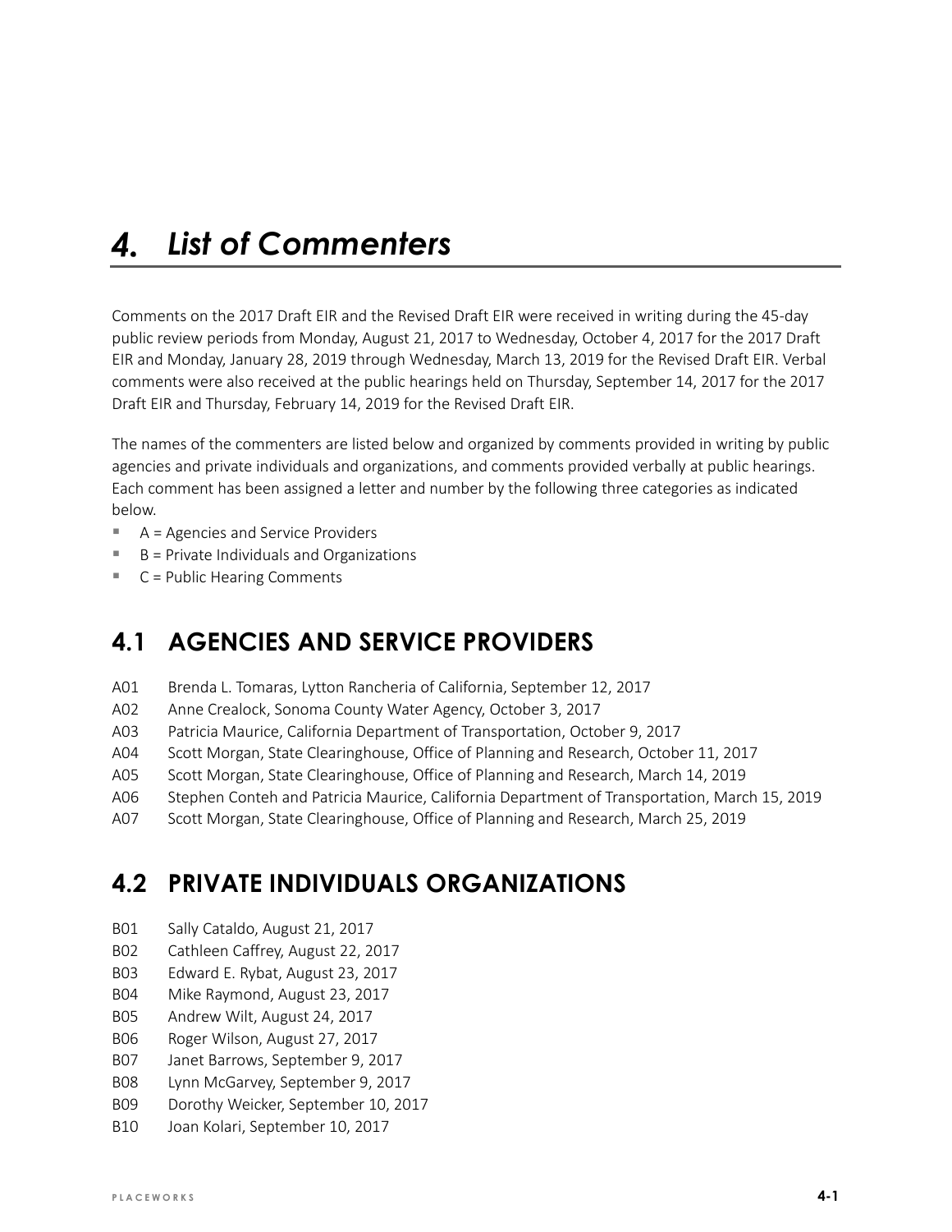# 4. List of Commenters

Comments on the 2017 Draft EIR and the Revised Draft EIR were received in writing during the 45-day public review periods from Monday, August 21, 2017 to Wednesday, October 4, 2017 for the 2017 Draft EIR and Monday, January 28, 2019 through Wednesday, March 13, 2019 for the Revised Draft EIR. Verbal comments were also received at the public hearings held on Thursday, September 14, 2017 for the 2017 Draft EIR and Thursday, February 14, 2019 for the Revised Draft EIR.

The names of the commenters are listed below and organized by comments provided in writing by public agencies and private individuals and organizations, and comments provided verbally at public hearings. Each comment has been assigned a letter and number by the following three categories as indicated below.

- A = Agencies and Service Providers
- B = Private Individuals and Organizations
- C = Public Hearing Comments

## 4.1 AGENCIES AND SERVICE PROVIDERS

A01 Brenda L. Tomaras, Lytton Rancheria of California, September 12, 2017
A02 Anne Crealock, Sonoma County Water Agency, October 3, 2017
A03 Patricia Maurice, California Department of Transportation, October 9, 2017
A04 Scott Morgan, State Clearinghouse, Office of Planning and Research, October 11, 2017
A05 Scott Morgan, State Clearinghouse, Office of Planning and Research, March 14, 2019
A06 Stephen Conteh and Patricia Maurice, California Department of Transportation, March 15, 2019
A07 Scott Morgan, State Clearinghouse, Office of Planning and Research, March 25, 2019

## 4.2 PRIVATE INDIVIDUALS ORGANIZATIONS

B01 Sally Cataldo, August 21, 2017
B02 Cathleen Caffrey, August 22, 2017
B03 Edward E. Rybat, August 23, 2017
B04 Mike Raymond, August 23, 2017
B05 Andrew Wilt, August 24, 2017
B06 Roger Wilson, August 27, 2017
B07 Janet Barrows, September 9, 2017
B08 Lynn McGarvey, September 9, 2017
B09 Dorothy Weicker, September 10, 2017
B10 Joan Kolari, September 10, 2017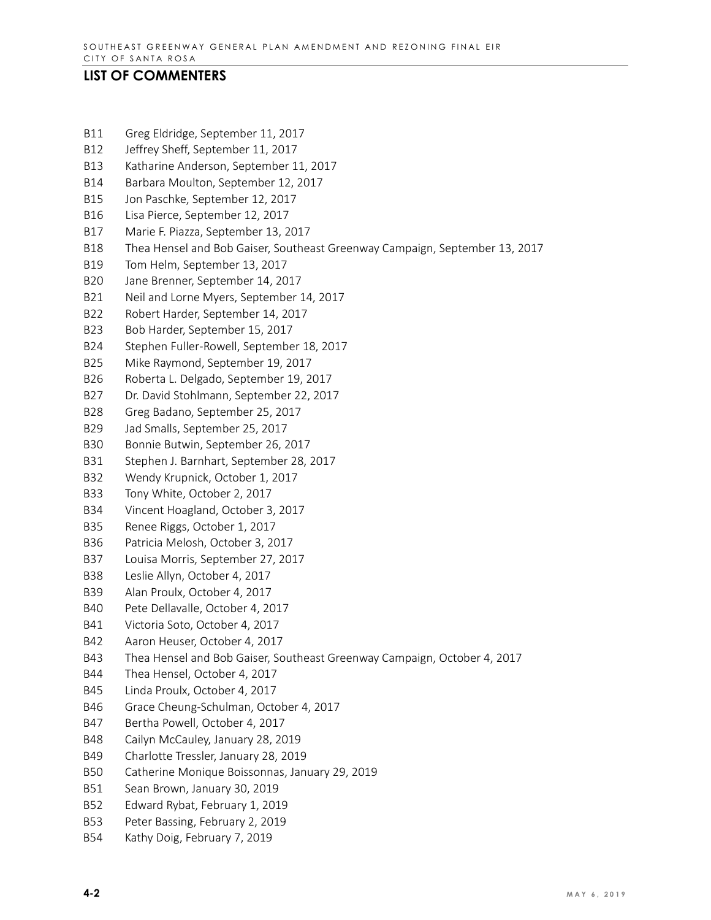## LIST OF COMMENTERS

- B11 Greg Eldridge, September 11, 2017
- B12 Jeffrey Sheff, September 11, 2017
- B13 Katharine Anderson, September 11, 2017
- B14 Barbara Moulton, September 12, 2017
- B15 Jon Paschke, September 12, 2017
- B16 Lisa Pierce, September 12, 2017
- B17 Marie F. Piazza, September 13, 2017
- B18 Thea Hensel and Bob Gaiser, Southeast Greenway Campaign, September 13, 2017
- B19 Tom Helm, September 13, 2017
- B20 Jane Brenner, September 14, 2017
- B21 Neil and Lorne Myers, September 14, 2017
- B22 Robert Harder, September 14, 2017
- B23 Bob Harder, September 15, 2017
- B24 Stephen Fuller-Rowell, September 18, 2017
- B25 Mike Raymond, September 19, 2017
- B26 Roberta L. Delgado, September 19, 2017
- B27 Dr. David Stohlmann, September 22, 2017
- B28 Greg Badano, September 25, 2017
- B29 Jad Smalls, September 25, 2017
- B30 Bonnie Butwin, September 26, 2017
- B31 Stephen J. Barnhart, September 28, 2017
- B32 Wendy Krupnick, October 1, 2017
- B33 Tony White, October 2, 2017
- B34 Vincent Hoagland, October 3, 2017
- B35 Renee Riggs, October 1, 2017
- B36 Patricia Melosh, October 3, 2017
- B37 Louisa Morris, September 27, 2017
- B38 Leslie Allyn, October 4, 2017
- B39 Alan Proulx, October 4, 2017
- B40 Pete Dellavalle, October 4, 2017
- B41 Victoria Soto, October 4, 2017
- B42 Aaron Heuser, October 4, 2017
- B43 Thea Hensel and Bob Gaiser, Southeast Greenway Campaign, October 4, 2017
- B44 Thea Hensel, October 4, 2017
- B45 Linda Proulx, October 4, 2017
- B46 Grace Cheung-Schulman, October 4, 2017
- B47 Bertha Powell, October 4, 2017
- B48 Cailyn McCauley, January 28, 2019
- B49 Charlotte Tressler, January 28, 2019
- B50 Catherine Monique Boissonnas, January 29, 2019
- B51 Sean Brown, January 30, 2019
- B52 Edward Rybat, February 1, 2019
- B53 Peter Bassing, February 2, 2019
- B54 Kathy Doig, February 7, 2019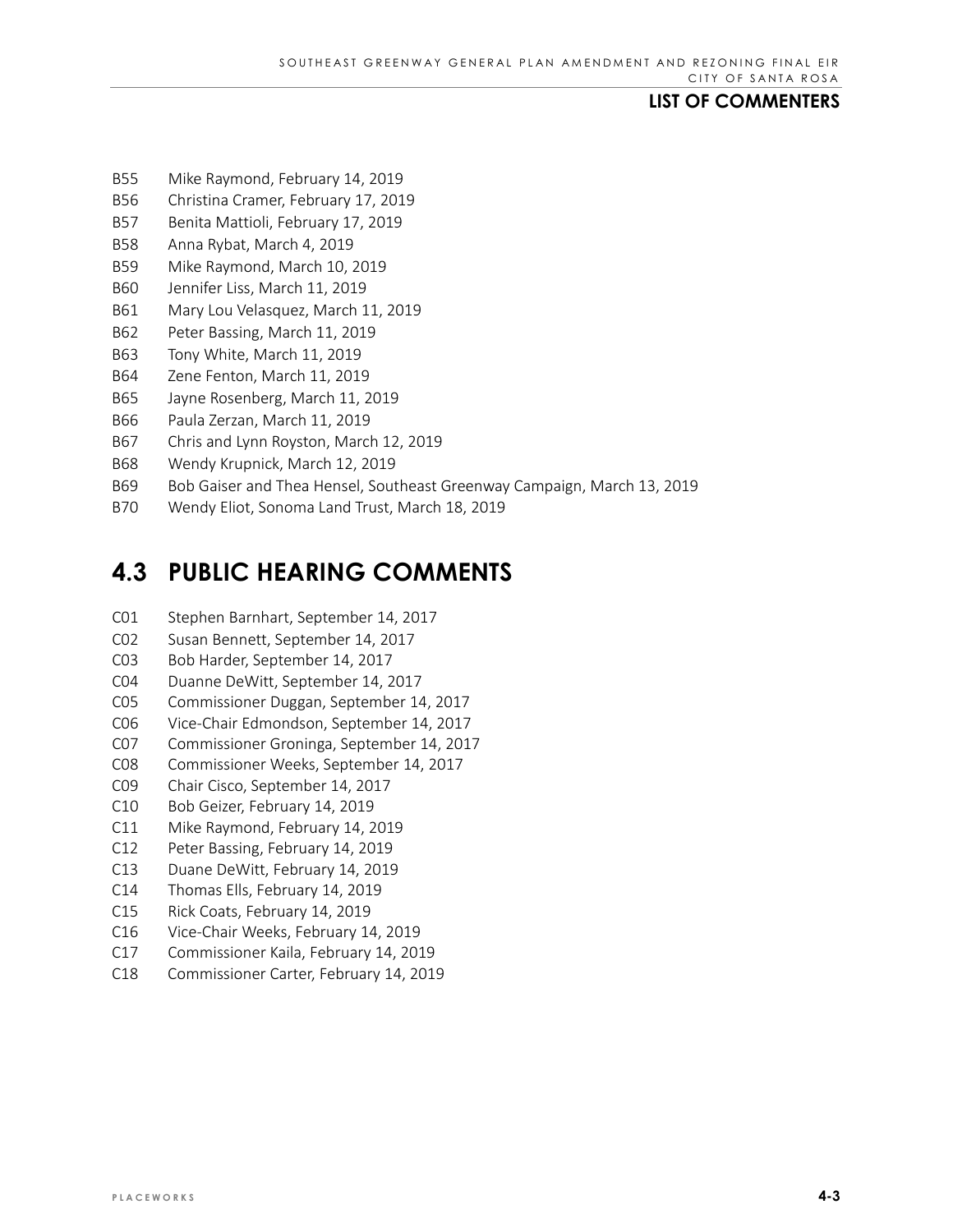B55 Mike Raymond, February 14, 2019
B56 Christina Cramer, February 17, 2019
B57 Benita Mattioli, February 17, 2019
B58 Anna Rybat, March 4, 2019
B59 Mike Raymond, March 10, 2019
B60 Jennifer Liss, March 11, 2019
B61 Mary Lou Velasquez, March 11, 2019
B62 Peter Bassing, March 11, 2019
B63 Tony White, March 11, 2019
B64 Zene Fenton, March 11, 2019
B65 Jayne Rosenberg, March 11, 2019
B66 Paula Zerzan, March 11, 2019
B67 Chris and Lynn Royston, March 12, 2019
B68 Wendy Krupnick, March 12, 2019
B69 Bob Gaiser and Thea Hensel, Southeast Greenway Campaign, March 13, 2019
B70 Wendy Eliot, Sonoma Land Trust, March 18, 2019

## 4.3 PUBLIC HEARING COMMENTS

C01 Stephen Barnhart, September 14, 2017
C02 Susan Bennett, September 14, 2017
C03 Bob Harder, September 14, 2017
C04 Duanne DeWitt, September 14, 2017
C05 Commissioner Duggan, September 14, 2017
C06 Vice-Chair Edmondson, September 14, 2017
C07 Commissioner Groninga, September 14, 2017
C08 Commissioner Weeks, September 14, 2017
C09 Chair Cisco, September 14, 2017
C10 Bob Geizer, February 14, 2019
C11 Mike Raymond, February 14, 2019
C12 Peter Bassing, February 14, 2019
C13 Duane DeWitt, February 14, 2019
C14 Thomas Ells, February 14, 2019
C15 Rick Coats, February 14, 2019
C16 Vice-Chair Weeks, February 14, 2019
C17 Commissioner Kaila, February 14, 2019
C18 Commissioner Carter, February 14, 2019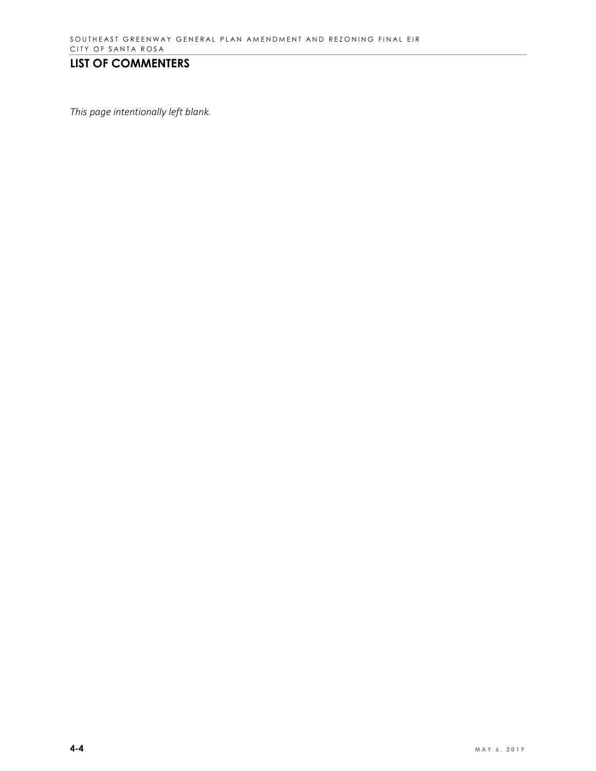## LIST OF COMMENTERS

*This page intentionally left blank.*